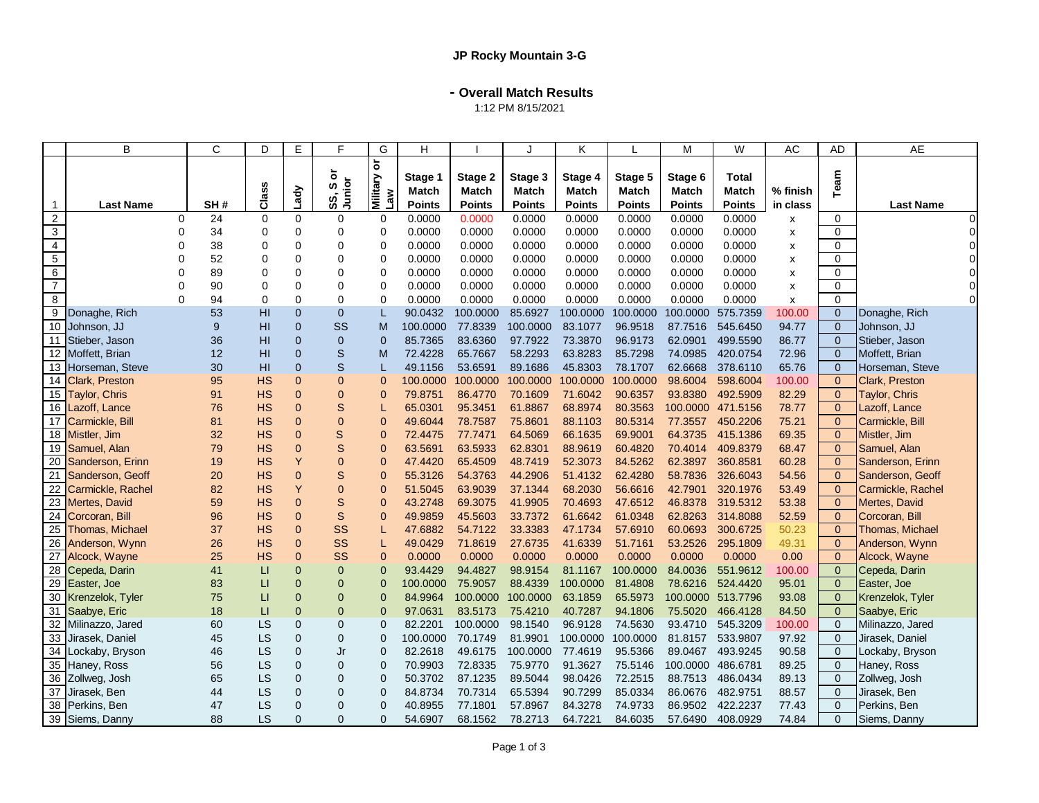## JP Rocky Mountain 3-G

### - Overall Match Results

1:12 PM 8/15/2021

| | B | C | D | E | F | G | H | I | J | K | L | M | W | AC | AD | AE |
|---|---|---|---|---|---|---|---|---|---|---|---|---|---|---|---|---|
| 1 | Last Name | SH # | Class | Lady | SS, S or Junior | Military or Law | Stage 1 Match Points | Stage 2 Match Points | Stage 3 Match Points | Stage 4 Match Points | Stage 5 Match Points | Stage 6 Match Points | Total Match Points | % finish in class | Team | Last Name |
| 2 | 0 | 24 | 0 | 0 | 0 | 0 | 0.0000 | 0.0000 | 0.0000 | 0.0000 | 0.0000 | 0.0000 | 0.0000 | x | 0 | 0 |
| 3 | 0 | 34 | 0 | 0 | 0 | 0 | 0.0000 | 0.0000 | 0.0000 | 0.0000 | 0.0000 | 0.0000 | 0.0000 | x | 0 | 0 |
| 4 | 0 | 38 | 0 | 0 | 0 | 0 | 0.0000 | 0.0000 | 0.0000 | 0.0000 | 0.0000 | 0.0000 | 0.0000 | x | 0 | 0 |
| 5 | 0 | 52 | 0 | 0 | 0 | 0 | 0.0000 | 0.0000 | 0.0000 | 0.0000 | 0.0000 | 0.0000 | 0.0000 | x | 0 | 0 |
| 6 | 0 | 89 | 0 | 0 | 0 | 0 | 0.0000 | 0.0000 | 0.0000 | 0.0000 | 0.0000 | 0.0000 | 0.0000 | x | 0 | 0 |
| 7 | 0 | 90 | 0 | 0 | 0 | 0 | 0.0000 | 0.0000 | 0.0000 | 0.0000 | 0.0000 | 0.0000 | 0.0000 | x | 0 | 0 |
| 8 | 0 | 94 | 0 | 0 | 0 | 0 | 0.0000 | 0.0000 | 0.0000 | 0.0000 | 0.0000 | 0.0000 | 0.0000 | x | 0 | 0 |
| 9 | Donaghe, Rich | 53 | HI | 0 | 0 | L | 90.0432 | 100.0000 | 85.6927 | 100.0000 | 100.0000 | 100.0000 | 575.7359 | 100.00 | 0 | Donaghe, Rich |
| 10 | Johnson, JJ | 9 | HI | 0 | SS | M | 100.0000 | 77.8339 | 100.0000 | 83.1077 | 96.9518 | 87.7516 | 545.6450 | 94.77 | 0 | Johnson, JJ |
| 11 | Stieber, Jason | 36 | HI | 0 | 0 | 0 | 85.7365 | 83.6360 | 97.7922 | 73.3870 | 96.9173 | 62.0901 | 499.5590 | 86.77 | 0 | Stieber, Jason |
| 12 | Moffett, Brian | 12 | HI | 0 | S | M | 72.4228 | 65.7667 | 58.2293 | 63.8283 | 85.7298 | 74.0985 | 420.0754 | 72.96 | 0 | Moffett, Brian |
| 13 | Horseman, Steve | 30 | HI | 0 | S | L | 49.1156 | 53.6591 | 89.1686 | 45.8303 | 78.1707 | 62.6668 | 378.6110 | 65.76 | 0 | Horseman, Steve |
| 14 | Clark, Preston | 95 | HS | 0 | 0 | 0 | 100.0000 | 100.0000 | 100.0000 | 100.0000 | 100.0000 | 98.6004 | 598.6004 | 100.00 | 0 | Clark, Preston |
| 15 | Taylor, Chris | 91 | HS | 0 | 0 | 0 | 79.8751 | 86.4770 | 70.1609 | 71.6042 | 90.6357 | 93.8380 | 492.5909 | 82.29 | 0 | Taylor, Chris |
| 16 | Lazoff, Lance | 76 | HS | 0 | S | L | 65.0301 | 95.3451 | 61.8867 | 68.8974 | 80.3563 | 100.0000 | 471.5156 | 78.77 | 0 | Lazoff, Lance |
| 17 | Carmickle, Bill | 81 | HS | 0 | 0 | 0 | 49.6044 | 78.7587 | 75.8601 | 88.1103 | 80.5314 | 77.3557 | 450.2206 | 75.21 | 0 | Carmickle, Bill |
| 18 | Mistler, Jim | 32 | HS | 0 | S | 0 | 72.4475 | 77.7471 | 64.5069 | 66.1635 | 69.9001 | 64.3735 | 415.1386 | 69.35 | 0 | Mistler, Jim |
| 19 | Samuel, Alan | 79 | HS | 0 | S | 0 | 63.5691 | 63.5933 | 62.8301 | 88.9619 | 60.4820 | 70.4014 | 409.8379 | 68.47 | 0 | Samuel, Alan |
| 20 | Sanderson, Erinn | 19 | HS | Y | 0 | 0 | 47.4420 | 65.4509 | 48.7419 | 52.3073 | 84.5262 | 62.3897 | 360.8581 | 60.28 | 0 | Sanderson, Erinn |
| 21 | Sanderson, Geoff | 20 | HS | 0 | S | 0 | 55.3126 | 54.3763 | 44.2906 | 51.4132 | 62.4280 | 58.7836 | 326.6043 | 54.56 | 0 | Sanderson, Geoff |
| 22 | Carmickle, Rachel | 82 | HS | Y | 0 | 0 | 51.5045 | 63.9039 | 37.1344 | 68.2030 | 56.6616 | 42.7901 | 320.1976 | 53.49 | 0 | Carmickle, Rachel |
| 23 | Mertes, David | 59 | HS | 0 | S | 0 | 43.2748 | 69.3075 | 41.9905 | 70.4693 | 47.6512 | 46.8378 | 319.5312 | 53.38 | 0 | Mertes, David |
| 24 | Corcoran, Bill | 96 | HS | 0 | S | 0 | 49.9859 | 45.5603 | 33.7372 | 61.6642 | 61.0348 | 62.8263 | 314.8088 | 52.59 | 0 | Corcoran, Bill |
| 25 | Thomas, Michael | 37 | HS | 0 | SS | L | 47.6882 | 54.7122 | 33.3383 | 47.1734 | 57.6910 | 60.0693 | 300.6725 | 50.23 | 0 | Thomas, Michael |
| 26 | Anderson, Wynn | 26 | HS | 0 | SS | L | 49.0429 | 71.8619 | 27.6735 | 41.6339 | 51.7161 | 53.2526 | 295.1809 | 49.31 | 0 | Anderson, Wynn |
| 27 | Alcock, Wayne | 25 | HS | 0 | SS | 0 | 0.0000 | 0.0000 | 0.0000 | 0.0000 | 0.0000 | 0.0000 | 0.0000 | 0.00 | 0 | Alcock, Wayne |
| 28 | Cepeda, Darin | 41 | LI | 0 | 0 | 0 | 93.4429 | 94.4827 | 98.9154 | 81.1167 | 100.0000 | 84.0036 | 551.9612 | 100.00 | 0 | Cepeda, Darin |
| 29 | Easter, Joe | 83 | LI | 0 | 0 | 0 | 100.0000 | 75.9057 | 88.4339 | 100.0000 | 81.4808 | 78.6216 | 524.4420 | 95.01 | 0 | Easter, Joe |
| 30 | Krenzelok, Tyler | 75 | LI | 0 | 0 | 0 | 84.9964 | 100.0000 | 100.0000 | 63.1859 | 65.5973 | 100.0000 | 513.7796 | 93.08 | 0 | Krenzelok, Tyler |
| 31 | Saabye, Eric | 18 | LI | 0 | 0 | 0 | 97.0631 | 83.5173 | 75.4210 | 40.7287 | 94.1806 | 75.5020 | 466.4128 | 84.50 | 0 | Saabye, Eric |
| 32 | Milinazzo, Jared | 60 | LS | 0 | 0 | 0 | 82.2201 | 100.0000 | 98.1540 | 96.9128 | 74.5630 | 93.4710 | 545.3209 | 100.00 | 0 | Milinazzo, Jared |
| 33 | Jirasek, Daniel | 45 | LS | 0 | 0 | 0 | 100.0000 | 70.1749 | 81.9901 | 100.0000 | 100.0000 | 81.8157 | 533.9807 | 97.92 | 0 | Jirasek, Daniel |
| 34 | Lockaby, Bryson | 46 | LS | 0 | Jr | 0 | 82.2618 | 49.6175 | 100.0000 | 77.4619 | 95.5366 | 89.0467 | 493.9245 | 90.58 | 0 | Lockaby, Bryson |
| 35 | Haney, Ross | 56 | LS | 0 | 0 | 0 | 70.9903 | 72.8335 | 75.9770 | 91.3627 | 75.5146 | 100.0000 | 486.6781 | 89.25 | 0 | Haney, Ross |
| 36 | Zollweg, Josh | 65 | LS | 0 | 0 | 0 | 50.3702 | 87.1235 | 89.5044 | 98.0426 | 72.2515 | 88.7513 | 486.0434 | 89.13 | 0 | Zollweg, Josh |
| 37 | Jirasek, Ben | 44 | LS | 0 | 0 | 0 | 84.8734 | 70.7314 | 65.5394 | 90.7299 | 85.0334 | 86.0676 | 482.9751 | 88.57 | 0 | Jirasek, Ben |
| 38 | Perkins, Ben | 47 | LS | 0 | 0 | 0 | 40.8955 | 77.1801 | 57.8967 | 84.3278 | 74.9733 | 86.9502 | 422.2237 | 77.43 | 0 | Perkins, Ben |
| 39 | Siems, Danny | 88 | LS | 0 | 0 | 0 | 54.6907 | 68.1562 | 78.2713 | 64.7221 | 84.6035 | 57.6490 | 408.0929 | 74.84 | 0 | Siems, Danny |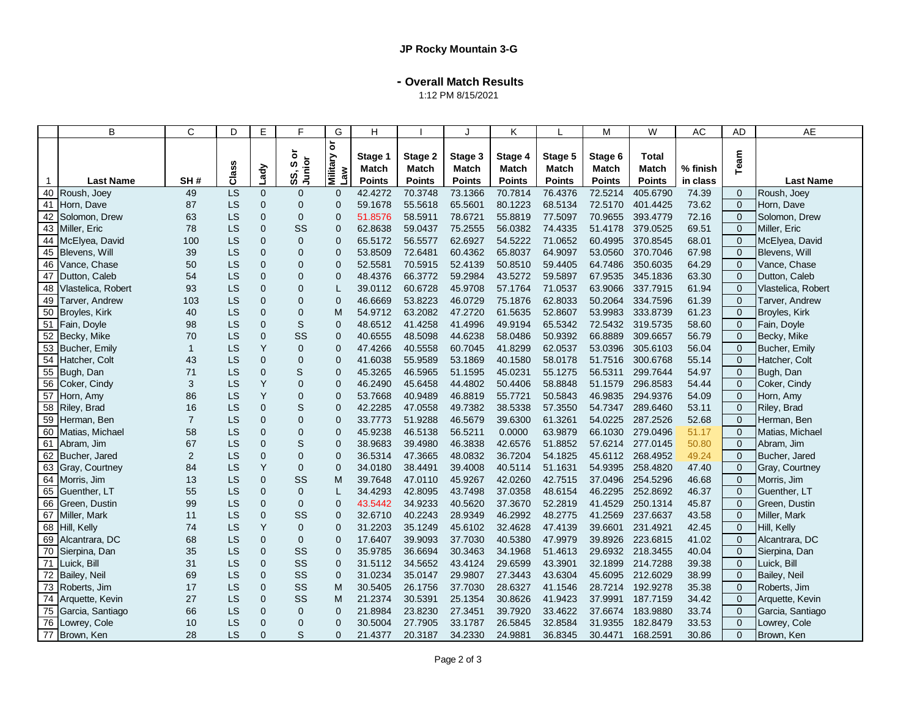**JP Rocky Mountain 3-G**

**- Overall Match Results**

1:12 PM 8/15/2021

| | B | C | D | E | F | G | H | I | J | K | L | M | W | AC | AD | AE |
|---|---|---|---|---|---|---|---|---|---|---|---|---|---|---|---|---|
| 1 | Last Name | SH # | Class | Lady | SS, S or Junior | Military or Law | Stage 1 Match Points | Stage 2 Match Points | Stage 3 Match Points | Stage 4 Match Points | Stage 5 Match Points | Stage 6 Match Points | Total Match Points | % finish in class | Team | Last Name |
| 40 | Roush, Joey | 49 | LS | 0 | 0 | 0 | 42.4272 | 70.3748 | 73.1366 | 70.7814 | 76.4376 | 72.5214 | 405.6790 | 74.39 | 0 | Roush, Joey |
| 41 | Horn, Dave | 87 | LS | 0 | 0 | 0 | 59.1678 | 55.5618 | 65.5601 | 80.1223 | 68.5134 | 72.5170 | 401.4425 | 73.62 | 0 | Horn, Dave |
| 42 | Solomon, Drew | 63 | LS | 0 | 0 | 0 | 51.8576 | 58.5911 | 78.6721 | 55.8819 | 77.5097 | 70.9655 | 393.4779 | 72.16 | 0 | Solomon, Drew |
| 43 | Miller, Eric | 78 | LS | 0 | SS | 0 | 62.8638 | 59.0437 | 75.2555 | 56.0382 | 74.4335 | 51.4178 | 379.0525 | 69.51 | 0 | Miller, Eric |
| 44 | McElyea, David | 100 | LS | 0 | 0 | 0 | 65.5172 | 56.5577 | 62.6927 | 54.5222 | 71.0652 | 60.4995 | 370.8545 | 68.01 | 0 | McElyea, David |
| 45 | Blevens, Will | 39 | LS | 0 | 0 | 0 | 53.8509 | 72.6481 | 60.4362 | 65.8037 | 64.9097 | 53.0560 | 370.7046 | 67.98 | 0 | Blevens, Will |
| 46 | Vance, Chase | 50 | LS | 0 | 0 | 0 | 52.5581 | 70.5915 | 52.4139 | 50.8510 | 59.4405 | 64.7486 | 350.6035 | 64.29 | 0 | Vance, Chase |
| 47 | Dutton, Caleb | 54 | LS | 0 | 0 | 0 | 48.4376 | 66.3772 | 59.2984 | 43.5272 | 59.5897 | 67.9535 | 345.1836 | 63.30 | 0 | Dutton, Caleb |
| 48 | Vlastelica, Robert | 93 | LS | 0 | 0 | L | 39.0112 | 60.6728 | 45.9708 | 57.1764 | 71.0537 | 63.9066 | 337.7915 | 61.94 | 0 | Vlastelica, Robert |
| 49 | Tarver, Andrew | 103 | LS | 0 | 0 | 0 | 46.6669 | 53.8223 | 46.0729 | 75.1876 | 62.8033 | 50.2064 | 334.7596 | 61.39 | 0 | Tarver, Andrew |
| 50 | Broyles, Kirk | 40 | LS | 0 | 0 | M | 54.9712 | 63.2082 | 47.2720 | 61.5635 | 52.8607 | 53.9983 | 333.8739 | 61.23 | 0 | Broyles, Kirk |
| 51 | Fain, Doyle | 98 | LS | 0 | S | 0 | 48.6512 | 41.4258 | 41.4996 | 49.9194 | 65.5342 | 72.5432 | 319.5735 | 58.60 | 0 | Fain, Doyle |
| 52 | Becky, Mike | 70 | LS | 0 | SS | 0 | 40.6555 | 48.5098 | 44.6238 | 58.0486 | 50.9392 | 66.8889 | 309.6657 | 56.79 | 0 | Becky, Mike |
| 53 | Bucher, Emily | 1 | LS | Y | 0 | 0 | 47.4266 | 40.5558 | 60.7045 | 41.8299 | 62.0537 | 53.0396 | 305.6103 | 56.04 | 0 | Bucher, Emily |
| 54 | Hatcher, Colt | 43 | LS | 0 | 0 | 0 | 41.6038 | 55.9589 | 53.1869 | 40.1580 | 58.0178 | 51.7516 | 300.6768 | 55.14 | 0 | Hatcher, Colt |
| 55 | Bugh, Dan | 71 | LS | 0 | S | 0 | 45.3265 | 46.5965 | 51.1595 | 45.0231 | 55.1275 | 56.5311 | 299.7644 | 54.97 | 0 | Bugh, Dan |
| 56 | Coker, Cindy | 3 | LS | Y | 0 | 0 | 46.2490 | 45.6458 | 44.4802 | 50.4406 | 58.8848 | 51.1579 | 296.8583 | 54.44 | 0 | Coker, Cindy |
| 57 | Horn, Amy | 86 | LS | Y | 0 | 0 | 53.7668 | 40.9489 | 46.8819 | 55.7721 | 50.5843 | 46.9835 | 294.9376 | 54.09 | 0 | Horn, Amy |
| 58 | Riley, Brad | 16 | LS | 0 | S | 0 | 42.2285 | 47.0558 | 49.7382 | 38.5338 | 57.3550 | 54.7347 | 289.6460 | 53.11 | 0 | Riley, Brad |
| 59 | Herman, Ben | 7 | LS | 0 | 0 | 0 | 33.7773 | 51.9288 | 46.5679 | 39.6300 | 61.3261 | 54.0225 | 287.2526 | 52.68 | 0 | Herman, Ben |
| 60 | Matias, Michael | 58 | LS | 0 | 0 | 0 | 45.9238 | 46.5138 | 56.5211 | 0.0000 | 63.9879 | 66.1030 | 279.0496 | 51.17 | 0 | Matias, Michael |
| 61 | Abram, Jim | 67 | LS | 0 | S | 0 | 38.9683 | 39.4980 | 46.3838 | 42.6576 | 51.8852 | 57.6214 | 277.0145 | 50.80 | 0 | Abram, Jim |
| 62 | Bucher, Jared | 2 | LS | 0 | 0 | 0 | 36.5314 | 47.3665 | 48.0832 | 36.7204 | 54.1825 | 45.6112 | 268.4952 | 49.24 | 0 | Bucher, Jared |
| 63 | Gray, Courtney | 84 | LS | Y | 0 | 0 | 34.0180 | 38.4491 | 39.4008 | 40.5114 | 51.1631 | 54.9395 | 258.4820 | 47.40 | 0 | Gray, Courtney |
| 64 | Morris, Jim | 13 | LS | 0 | SS | M | 39.7648 | 47.0110 | 45.9267 | 42.0260 | 42.7515 | 37.0496 | 254.5296 | 46.68 | 0 | Morris, Jim |
| 65 | Guenther, LT | 55 | LS | 0 | 0 | L | 34.4293 | 42.8095 | 43.7498 | 37.0358 | 48.6154 | 46.2295 | 252.8692 | 46.37 | 0 | Guenther, LT |
| 66 | Green, Dustin | 99 | LS | 0 | 0 | 0 | 43.5442 | 34.9233 | 40.5620 | 37.3670 | 52.2819 | 41.4529 | 250.1314 | 45.87 | 0 | Green, Dustin |
| 67 | Miller, Mark | 11 | LS | 0 | SS | 0 | 32.6710 | 40.2243 | 28.9349 | 46.2992 | 48.2775 | 41.2569 | 237.6637 | 43.58 | 0 | Miller, Mark |
| 68 | Hill, Kelly | 74 | LS | Y | 0 | 0 | 31.2203 | 35.1249 | 45.6102 | 32.4628 | 47.4139 | 39.6601 | 231.4921 | 42.45 | 0 | Hill, Kelly |
| 69 | Alcantrara, DC | 68 | LS | 0 | 0 | 0 | 17.6407 | 39.9093 | 37.7030 | 40.5380 | 47.9979 | 39.8926 | 223.6815 | 41.02 | 0 | Alcantrara, DC |
| 70 | Sierpina, Dan | 35 | LS | 0 | SS | 0 | 35.9785 | 36.6694 | 30.3463 | 34.1968 | 51.4613 | 29.6932 | 218.3455 | 40.04 | 0 | Sierpina, Dan |
| 71 | Luick, Bill | 31 | LS | 0 | SS | 0 | 31.5112 | 34.5652 | 43.4124 | 29.6599 | 43.3901 | 32.1899 | 214.7288 | 39.38 | 0 | Luick, Bill |
| 72 | Bailey, Neil | 69 | LS | 0 | SS | 0 | 31.0234 | 35.0147 | 29.9807 | 27.3443 | 43.6304 | 45.6095 | 212.6029 | 38.99 | 0 | Bailey, Neil |
| 73 | Roberts, Jim | 17 | LS | 0 | SS | M | 30.5405 | 26.1756 | 37.7030 | 28.6327 | 41.1546 | 28.7214 | 192.9278 | 35.38 | 0 | Roberts, Jim |
| 74 | Arquette, Kevin | 27 | LS | 0 | SS | M | 21.2374 | 30.5391 | 25.1354 | 30.8626 | 41.9423 | 37.9991 | 187.7159 | 34.42 | 0 | Arquette, Kevin |
| 75 | Garcia, Santiago | 66 | LS | 0 | 0 | 0 | 21.8984 | 23.8230 | 27.3451 | 39.7920 | 33.4622 | 37.6674 | 183.9880 | 33.74 | 0 | Garcia, Santiago |
| 76 | Lowrey, Cole | 10 | LS | 0 | 0 | 0 | 30.5004 | 27.7905 | 33.1787 | 26.5845 | 32.8584 | 31.9355 | 182.8479 | 33.53 | 0 | Lowrey, Cole |
| 77 | Brown, Ken | 28 | LS | 0 | S | 0 | 21.4377 | 20.3187 | 34.2330 | 24.9881 | 36.8345 | 30.4471 | 168.2591 | 30.86 | 0 | Brown, Ken |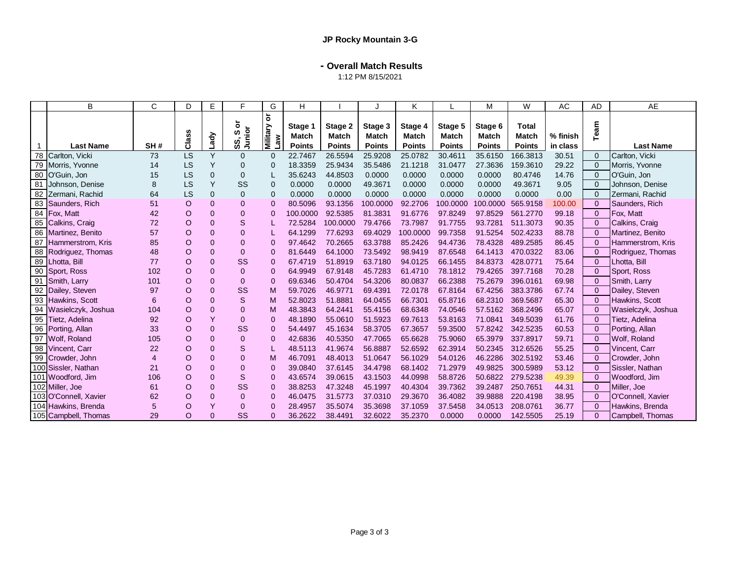**JP Rocky Mountain 3-G**

**- Overall Match Results**

1:12 PM 8/15/2021

| | B | C | D | E | F | G | H | I | J | K | L | M | W | AC | AD | AE |
|---|---|---|---|---|---|---|---|---|---|---|---|---|---|---|---|---|
| 1 | Last Name | SH # | Class | Lady | SS, S or Junior | Military or Law | Stage 1 Match Points | Stage 2 Match Points | Stage 3 Match Points | Stage 4 Match Points | Stage 5 Match Points | Stage 6 Match Points | Total Match Points | % finish in class | Team | Last Name |
| 78 | Carlton, Vicki | 73 | LS | Y | 0 | 0 | 22.7467 | 26.5594 | 25.9208 | 25.0782 | 30.4611 | 35.6150 | 166.3813 | 30.51 | 0 | Carlton, Vicki |
| 79 | Morris, Yvonne | 14 | LS | Y | 0 | 0 | 18.3359 | 25.9434 | 35.5486 | 21.1218 | 31.0477 | 27.3636 | 159.3610 | 29.22 | 0 | Morris, Yvonne |
| 80 | O'Guin, Jon | 15 | LS | 0 | 0 | L | 35.6243 | 44.8503 | 0.0000 | 0.0000 | 0.0000 | 0.0000 | 80.4746 | 14.76 | 0 | O'Guin, Jon |
| 81 | Johnson, Denise | 8 | LS | Y | SS | 0 | 0.0000 | 0.0000 | 49.3671 | 0.0000 | 0.0000 | 0.0000 | 49.3671 | 9.05 | 0 | Johnson, Denise |
| 82 | Zermani, Rachid | 64 | LS | 0 | 0 | 0 | 0.0000 | 0.0000 | 0.0000 | 0.0000 | 0.0000 | 0.0000 | 0.0000 | 0.00 | 0 | Zermani, Rachid |
| 83 | Saunders, Rich | 51 | O | 0 | 0 | 0 | 80.5096 | 93.1356 | 100.0000 | 92.2706 | 100.0000 | 100.0000 | 565.9158 | 100.00 | 0 | Saunders, Rich |
| 84 | Fox, Matt | 42 | O | 0 | 0 | 0 | 100.0000 | 92.5385 | 81.3831 | 91.6776 | 97.8249 | 97.8529 | 561.2770 | 99.18 | 0 | Fox, Matt |
| 85 | Calkins, Craig | 72 | O | 0 | S | L | 72.5284 | 100.0000 | 79.4766 | 73.7987 | 91.7755 | 93.7281 | 511.3073 | 90.35 | 0 | Calkins, Craig |
| 86 | Martinez, Benito | 57 | O | 0 | 0 | L | 64.1299 | 77.6293 | 69.4029 | 100.0000 | 99.7358 | 91.5254 | 502.4233 | 88.78 | 0 | Martinez, Benito |
| 87 | Hammerstrom, Kris | 85 | O | 0 | 0 | 0 | 97.4642 | 70.2665 | 63.3788 | 85.2426 | 94.4736 | 78.4328 | 489.2585 | 86.45 | 0 | Hammerstrom, Kris |
| 88 | Rodriguez, Thomas | 48 | O | 0 | 0 | 0 | 81.6449 | 64.1000 | 73.5492 | 98.9419 | 87.6548 | 64.1413 | 470.0322 | 83.06 | 0 | Rodriguez, Thomas |
| 89 | Lhotta, Bill | 77 | O | 0 | SS | 0 | 67.4719 | 51.8919 | 63.7180 | 94.0125 | 66.1455 | 84.8373 | 428.0771 | 75.64 | 0 | Lhotta, Bill |
| 90 | Sport, Ross | 102 | O | 0 | 0 | 0 | 64.9949 | 67.9148 | 45.7283 | 61.4710 | 78.1812 | 79.4265 | 397.7168 | 70.28 | 0 | Sport, Ross |
| 91 | Smith, Larry | 101 | O | 0 | 0 | 0 | 69.6346 | 50.4704 | 54.3206 | 80.0837 | 66.2388 | 75.2679 | 396.0161 | 69.98 | 0 | Smith, Larry |
| 92 | Dailey, Steven | 97 | O | 0 | SS | M | 59.7026 | 46.9771 | 69.4391 | 72.0178 | 67.8164 | 67.4256 | 383.3786 | 67.74 | 0 | Dailey, Steven |
| 93 | Hawkins, Scott | 6 | O | 0 | S | M | 52.8023 | 51.8881 | 64.0455 | 66.7301 | 65.8716 | 68.2310 | 369.5687 | 65.30 | 0 | Hawkins, Scott |
| 94 | Wasielczyk, Joshua | 104 | O | 0 | 0 | M | 48.3843 | 64.2441 | 55.4156 | 68.6348 | 74.0546 | 57.5162 | 368.2496 | 65.07 | 0 | Wasielczyk, Joshua |
| 95 | Tietz, Adelina | 92 | O | Y | 0 | 0 | 48.1890 | 55.0610 | 51.5923 | 69.7613 | 53.8163 | 71.0841 | 349.5039 | 61.76 | 0 | Tietz, Adelina |
| 96 | Porting, Allan | 33 | O | 0 | SS | 0 | 54.4497 | 45.1634 | 58.3705 | 67.3657 | 59.3500 | 57.8242 | 342.5235 | 60.53 | 0 | Porting, Allan |
| 97 | Wolf, Roland | 105 | O | 0 | 0 | 0 | 42.6836 | 40.5350 | 47.7065 | 65.6628 | 75.9060 | 65.3979 | 337.8917 | 59.71 | 0 | Wolf, Roland |
| 98 | Vincent, Carr | 22 | O | 0 | S | L | 48.5113 | 41.9674 | 56.8887 | 52.6592 | 62.3914 | 50.2345 | 312.6526 | 55.25 | 0 | Vincent, Carr |
| 99 | Crowder, John | 4 | O | 0 | 0 | M | 46.7091 | 48.4013 | 51.0647 | 56.1029 | 54.0126 | 46.2286 | 302.5192 | 53.46 | 0 | Crowder, John |
| 100 | Sissler, Nathan | 21 | O | 0 | 0 | 0 | 39.0840 | 37.6145 | 34.4798 | 68.1402 | 71.2979 | 49.9825 | 300.5989 | 53.12 | 0 | Sissler, Nathan |
| 101 | Woodford, Jim | 106 | O | 0 | S | 0 | 43.6574 | 39.0615 | 43.1503 | 44.0998 | 58.8726 | 50.6822 | 279.5238 | 49.39 | 0 | Woodford, Jim |
| 102 | Miller, Joe | 61 | O | 0 | SS | 0 | 38.8253 | 47.3248 | 45.1997 | 40.4304 | 39.7362 | 39.2487 | 250.7651 | 44.31 | 0 | Miller, Joe |
| 103 | O'Connell, Xavier | 62 | O | 0 | 0 | 0 | 46.0475 | 31.5773 | 37.0310 | 29.3670 | 36.4082 | 39.9888 | 220.4198 | 38.95 | 0 | O'Connell, Xavier |
| 104 | Hawkins, Brenda | 5 | O | Y | 0 | 0 | 28.4957 | 35.5074 | 35.3698 | 37.1059 | 37.5458 | 34.0513 | 208.0761 | 36.77 | 0 | Hawkins, Brenda |
| 105 | Campbell, Thomas | 29 | O | 0 | SS | 0 | 36.2622 | 38.4491 | 32.6022 | 35.2370 | 0.0000 | 0.0000 | 142.5505 | 25.19 | 0 | Campbell, Thomas |